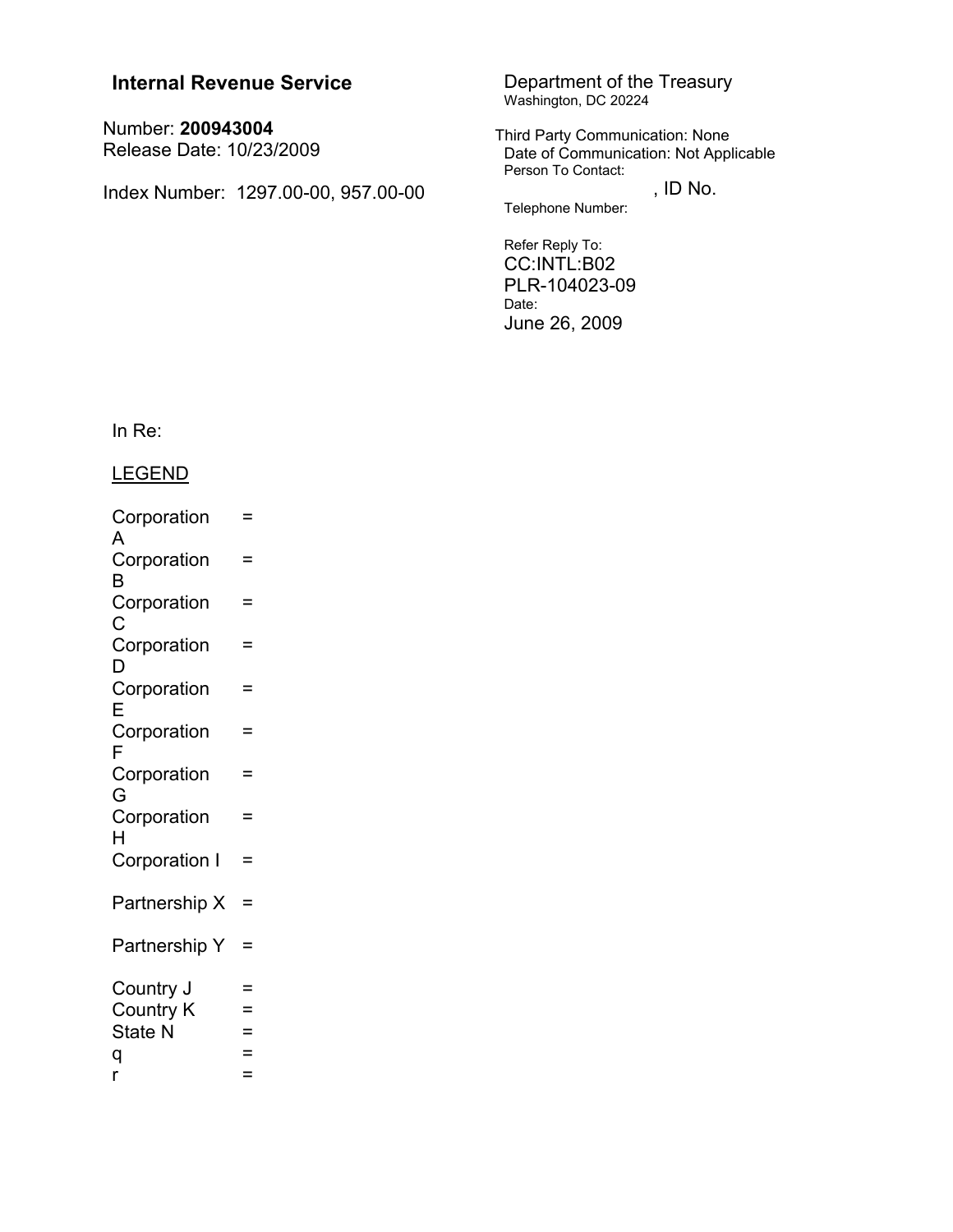**Internal Revenue Service**

Number: **200943004**
Release Date: 10/23/2009

Index Number: 1297.00-00, 957.00-00

Department of the Treasury
Washington, DC 20224

Third Party Communication: None
Date of Communication: Not Applicable
Person To Contact:
, ID No.
Telephone Number:

Refer Reply To:
CC:INTL:B02
PLR-104023-09
Date:
June 26, 2009

In Re:

LEGEND

Corporation A =
Corporation B =
Corporation C =
Corporation D =
Corporation E =
Corporation F =
Corporation G =
Corporation H =
Corporation I =

Partnership X =

Partnership Y =

Country J =
Country K =
State N =
q =
r =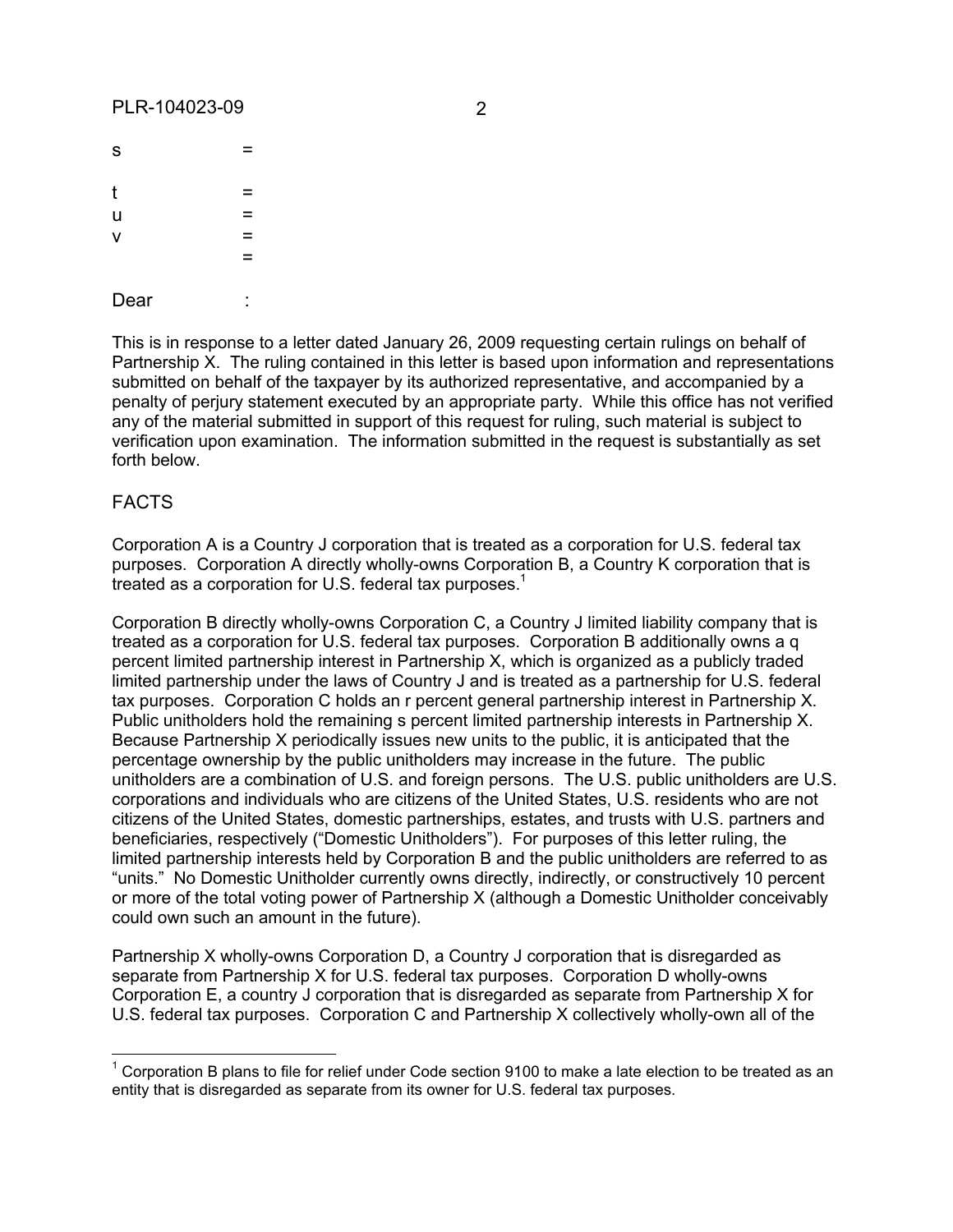s =

t =
u =
v =
=

Dear :

This is in response to a letter dated January 26, 2009 requesting certain rulings on behalf of Partnership X. The ruling contained in this letter is based upon information and representations submitted on behalf of the taxpayer by its authorized representative, and accompanied by a penalty of perjury statement executed by an appropriate party. While this office has not verified any of the material submitted in support of this request for ruling, such material is subject to verification upon examination. The information submitted in the request is substantially as set forth below.

FACTS

Corporation A is a Country J corporation that is treated as a corporation for U.S. federal tax purposes. Corporation A directly wholly-owns Corporation B, a Country K corporation that is treated as a corporation for U.S. federal tax purposes.[1]

Corporation B directly wholly-owns Corporation C, a Country J limited liability company that is treated as a corporation for U.S. federal tax purposes. Corporation B additionally owns a q percent limited partnership interest in Partnership X, which is organized as a publicly traded limited partnership under the laws of Country J and is treated as a partnership for U.S. federal tax purposes. Corporation C holds an r percent general partnership interest in Partnership X. Public unitholders hold the remaining s percent limited partnership interests in Partnership X. Because Partnership X periodically issues new units to the public, it is anticipated that the percentage ownership by the public unitholders may increase in the future. The public unitholders are a combination of U.S. and foreign persons. The U.S. public unitholders are U.S. corporations and individuals who are citizens of the United States, U.S. residents who are not citizens of the United States, domestic partnerships, estates, and trusts with U.S. partners and beneficiaries, respectively ("Domestic Unitholders"). For purposes of this letter ruling, the limited partnership interests held by Corporation B and the public unitholders are referred to as "units." No Domestic Unitholder currently owns directly, indirectly, or constructively 10 percent or more of the total voting power of Partnership X (although a Domestic Unitholder conceivably could own such an amount in the future).

Partnership X wholly-owns Corporation D, a Country J corporation that is disregarded as separate from Partnership X for U.S. federal tax purposes. Corporation D wholly-owns Corporation E, a country J corporation that is disregarded as separate from Partnership X for U.S. federal tax purposes. Corporation C and Partnership X collectively wholly-own all of the

[1] Corporation B plans to file for relief under Code section 9100 to make a late election to be treated as an entity that is disregarded as separate from its owner for U.S. federal tax purposes.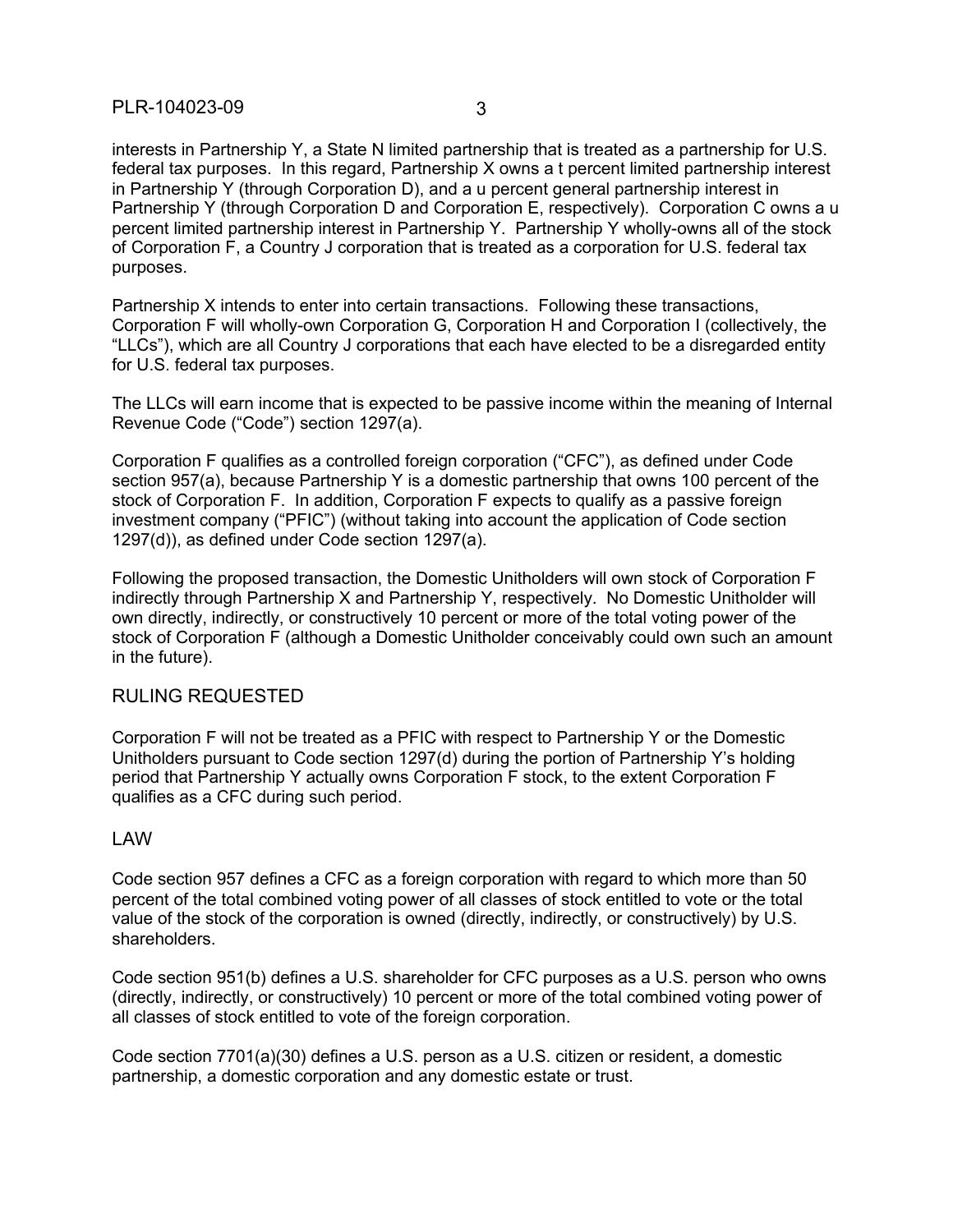interests in Partnership Y, a State N limited partnership that is treated as a partnership for U.S. federal tax purposes. In this regard, Partnership X owns a t percent limited partnership interest in Partnership Y (through Corporation D), and a u percent general partnership interest in Partnership Y (through Corporation D and Corporation E, respectively). Corporation C owns a u percent limited partnership interest in Partnership Y. Partnership Y wholly-owns all of the stock of Corporation F, a Country J corporation that is treated as a corporation for U.S. federal tax purposes.

Partnership X intends to enter into certain transactions. Following these transactions, Corporation F will wholly-own Corporation G, Corporation H and Corporation I (collectively, the "LLCs"), which are all Country J corporations that each have elected to be a disregarded entity for U.S. federal tax purposes.

The LLCs will earn income that is expected to be passive income within the meaning of Internal Revenue Code ("Code") section 1297(a).

Corporation F qualifies as a controlled foreign corporation ("CFC"), as defined under Code section 957(a), because Partnership Y is a domestic partnership that owns 100 percent of the stock of Corporation F. In addition, Corporation F expects to qualify as a passive foreign investment company ("PFIC") (without taking into account the application of Code section 1297(d)), as defined under Code section 1297(a).

Following the proposed transaction, the Domestic Unitholders will own stock of Corporation F indirectly through Partnership X and Partnership Y, respectively. No Domestic Unitholder will own directly, indirectly, or constructively 10 percent or more of the total voting power of the stock of Corporation F (although a Domestic Unitholder conceivably could own such an amount in the future).

## RULING REQUESTED

Corporation F will not be treated as a PFIC with respect to Partnership Y or the Domestic Unitholders pursuant to Code section 1297(d) during the portion of Partnership Y's holding period that Partnership Y actually owns Corporation F stock, to the extent Corporation F qualifies as a CFC during such period.

## LAW

Code section 957 defines a CFC as a foreign corporation with regard to which more than 50 percent of the total combined voting power of all classes of stock entitled to vote or the total value of the stock of the corporation is owned (directly, indirectly, or constructively) by U.S. shareholders.

Code section 951(b) defines a U.S. shareholder for CFC purposes as a U.S. person who owns (directly, indirectly, or constructively) 10 percent or more of the total combined voting power of all classes of stock entitled to vote of the foreign corporation.

Code section 7701(a)(30) defines a U.S. person as a U.S. citizen or resident, a domestic partnership, a domestic corporation and any domestic estate or trust.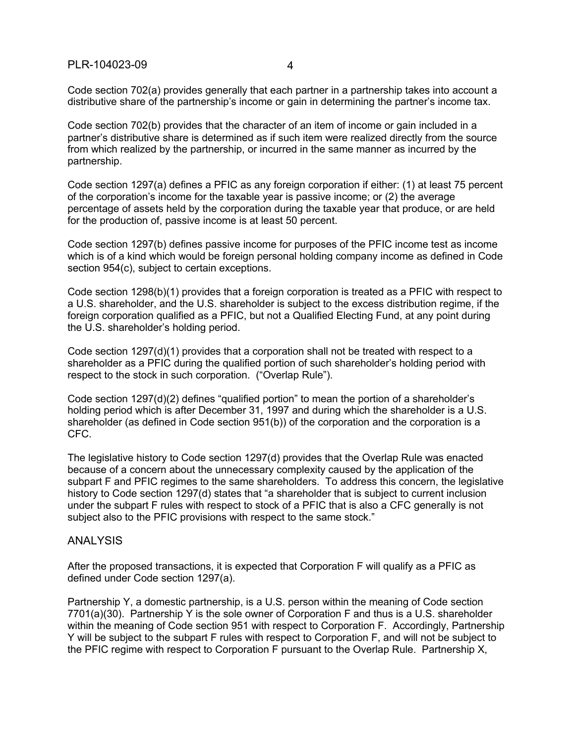Code section 702(a) provides generally that each partner in a partnership takes into account a distributive share of the partnership's income or gain in determining the partner's income tax.

Code section 702(b) provides that the character of an item of income or gain included in a partner's distributive share is determined as if such item were realized directly from the source from which realized by the partnership, or incurred in the same manner as incurred by the partnership.

Code section 1297(a) defines a PFIC as any foreign corporation if either: (1) at least 75 percent of the corporation's income for the taxable year is passive income; or (2) the average percentage of assets held by the corporation during the taxable year that produce, or are held for the production of, passive income is at least 50 percent.

Code section 1297(b) defines passive income for purposes of the PFIC income test as income which is of a kind which would be foreign personal holding company income as defined in Code section 954(c), subject to certain exceptions.

Code section 1298(b)(1) provides that a foreign corporation is treated as a PFIC with respect to a U.S. shareholder, and the U.S. shareholder is subject to the excess distribution regime, if the foreign corporation qualified as a PFIC, but not a Qualified Electing Fund, at any point during the U.S. shareholder's holding period.

Code section 1297(d)(1) provides that a corporation shall not be treated with respect to a shareholder as a PFIC during the qualified portion of such shareholder's holding period with respect to the stock in such corporation. ("Overlap Rule").

Code section 1297(d)(2) defines "qualified portion" to mean the portion of a shareholder's holding period which is after December 31, 1997 and during which the shareholder is a U.S. shareholder (as defined in Code section 951(b)) of the corporation and the corporation is a CFC.

The legislative history to Code section 1297(d) provides that the Overlap Rule was enacted because of a concern about the unnecessary complexity caused by the application of the subpart F and PFIC regimes to the same shareholders. To address this concern, the legislative history to Code section 1297(d) states that "a shareholder that is subject to current inclusion under the subpart F rules with respect to stock of a PFIC that is also a CFC generally is not subject also to the PFIC provisions with respect to the same stock."

## ANALYSIS

After the proposed transactions, it is expected that Corporation F will qualify as a PFIC as defined under Code section 1297(a).

Partnership Y, a domestic partnership, is a U.S. person within the meaning of Code section 7701(a)(30). Partnership Y is the sole owner of Corporation F and thus is a U.S. shareholder within the meaning of Code section 951 with respect to Corporation F. Accordingly, Partnership Y will be subject to the subpart F rules with respect to Corporation F, and will not be subject to the PFIC regime with respect to Corporation F pursuant to the Overlap Rule. Partnership X,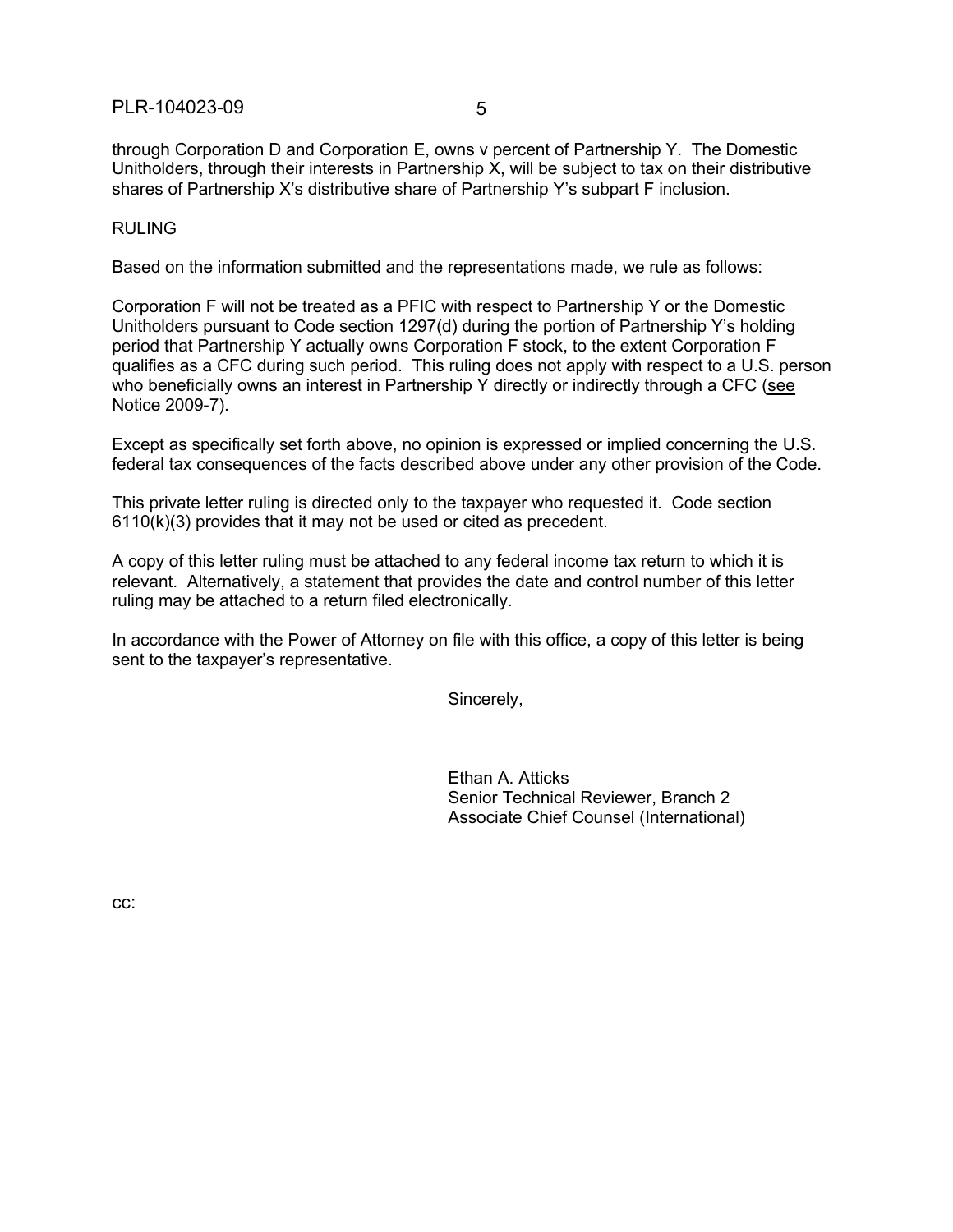through Corporation D and Corporation E, owns v percent of Partnership Y. The Domestic Unitholders, through their interests in Partnership X, will be subject to tax on their distributive shares of Partnership X's distributive share of Partnership Y's subpart F inclusion.

RULING

Based on the information submitted and the representations made, we rule as follows:

Corporation F will not be treated as a PFIC with respect to Partnership Y or the Domestic Unitholders pursuant to Code section 1297(d) during the portion of Partnership Y's holding period that Partnership Y actually owns Corporation F stock, to the extent Corporation F qualifies as a CFC during such period. This ruling does not apply with respect to a U.S. person who beneficially owns an interest in Partnership Y directly or indirectly through a CFC (see Notice 2009-7).

Except as specifically set forth above, no opinion is expressed or implied concerning the U.S. federal tax consequences of the facts described above under any other provision of the Code.

This private letter ruling is directed only to the taxpayer who requested it. Code section 6110(k)(3) provides that it may not be used or cited as precedent.

A copy of this letter ruling must be attached to any federal income tax return to which it is relevant. Alternatively, a statement that provides the date and control number of this letter ruling may be attached to a return filed electronically.

In accordance with the Power of Attorney on file with this office, a copy of this letter is being sent to the taxpayer's representative.

Sincerely,

Ethan A. Atticks
Senior Technical Reviewer, Branch 2
Associate Chief Counsel (International)

cc: